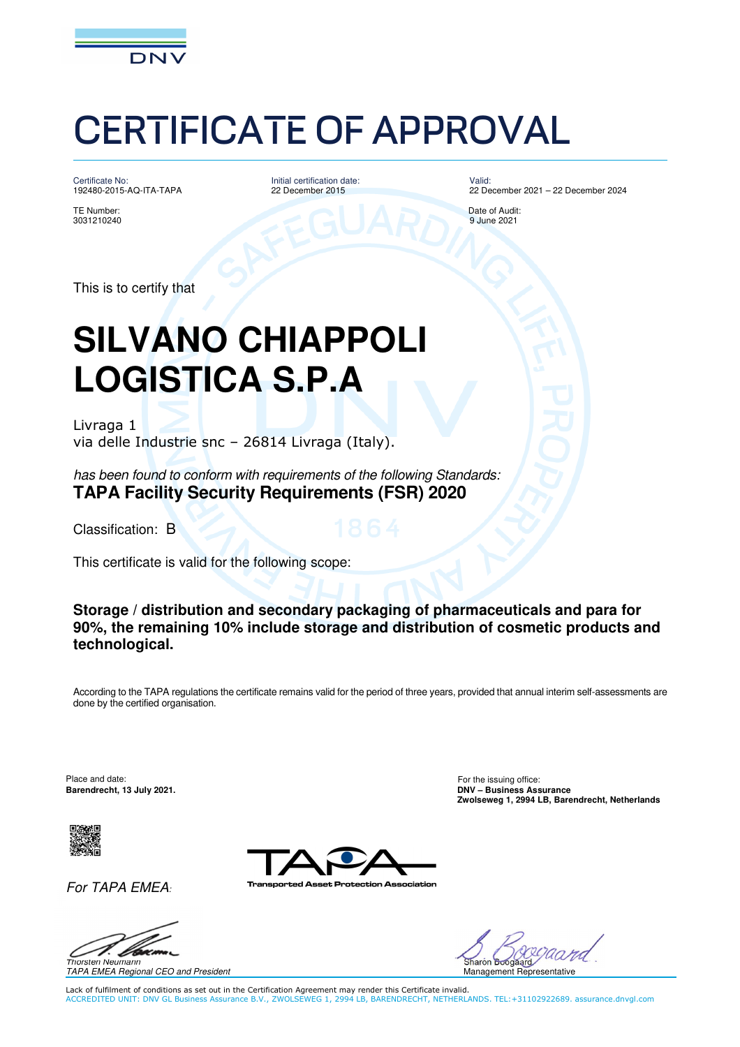# CERTIFICATE OF APPROVAL

Certificate No:
192480-2015-AQ-ITA-TAPA

Initial certification date:
22 December 2015

Valid:
22 December 2021 – 22 December 2024

TE Number:
3031210240

Date of Audit:
9 June 2021

This is to certify that

# SILVANO CHIAPPOLI LOGISTICA S.P.A

Livraga 1
via delle Industrie snc – 26814 Livraga (Italy).

*has been found to conform with requirements of the following Standards:*
**TAPA Facility Security Requirements (FSR) 2020**

Classification: B

This certificate is valid for the following scope:

**Storage / distribution and secondary packaging of pharmaceuticals and para for 90%, the remaining 10% include storage and distribution of cosmetic products and technological.**

According to the TAPA regulations the certificate remains valid for the period of three years, provided that annual interim self-assessments are done by the certified organisation.

Place and date:
**Barendrecht, 13 July 2021.**

For the issuing office:
**DNV – Business Assurance**
**Zwolseweg 1, 2994 LB, Barendrecht, Netherlands**

*For TAPA EMEA:*

Thorsten Neumann
*TAPA EMEA Regional CEO and President*

Sharon Boogaard
Management Representative

Lack of fulfilment of conditions as set out in the Certification Agreement may render this Certificate invalid.
ACCREDITED UNIT: DNV GL Business Assurance B.V., ZWOLSEWEG 1, 2994 LB, BARENDRECHT, NETHERLANDS. TEL:+31102922689. assurance.dnvgl.com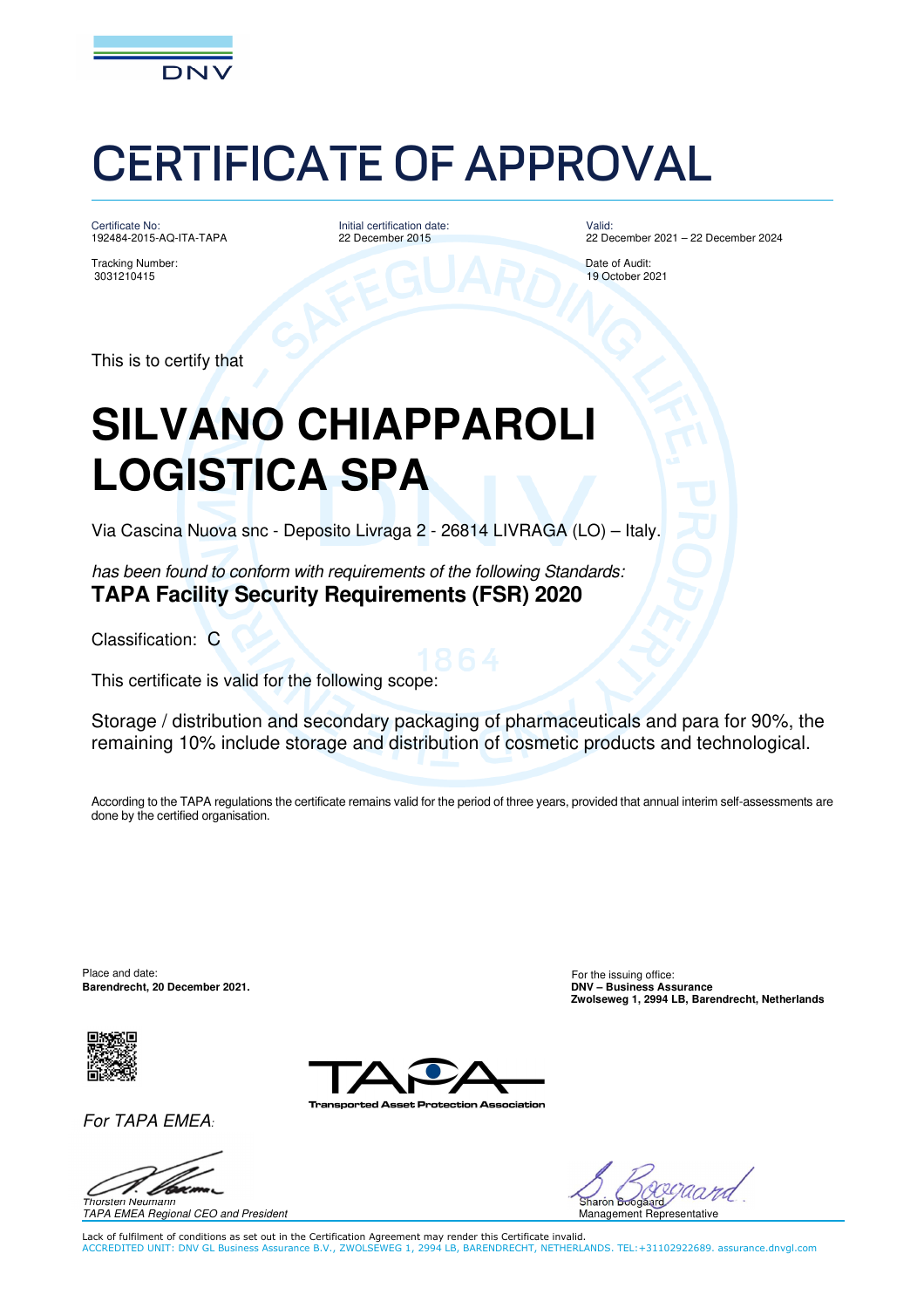DNV

# CERTIFICATE OF APPROVAL

Certificate No:
192484-2015-AQ-ITA-TAPA

Initial certification date:
22 December 2015

Valid:
22 December 2021 – 22 December 2024

Tracking Number:
3031210415

Date of Audit:
19 October 2021

This is to certify that

# SILVANO CHIAPPAROLI LOGISTICA SPA

Via Cascina Nuova snc - Deposito Livraga 2 - 26814 LIVRAGA (LO) – Italy.

*has been found to conform with requirements of the following Standards:*

**TAPA Facility Security Requirements (FSR) 2020**

Classification: C

This certificate is valid for the following scope:

Storage / distribution and secondary packaging of pharmaceuticals and para for 90%, the remaining 10% include storage and distribution of cosmetic products and technological.

According to the TAPA regulations the certificate remains valid for the period of three years, provided that annual interim self-assessments are done by the certified organisation.

Place and date:
**Barendrecht, 20 December 2021.**

For the issuing office:
**DNV – Business Assurance**
**Zwolseweg 1, 2994 LB, Barendrecht, Netherlands**

TAPA
Transported Asset Protection Association

*For TAPA EMEA:*

*Thorsten Neumann*
*TAPA EMEA Regional CEO and President*

Sharon Boogaard
Management Representative

Lack of fulfilment of conditions as set out in the Certification Agreement may render this Certificate invalid.
ACCREDITED UNIT: DNV GL Business Assurance B.V., ZWOLSEWEG 1, 2994 LB, BARENDRECHT, NETHERLANDS. TEL:+31102922689. assurance.dnvgl.com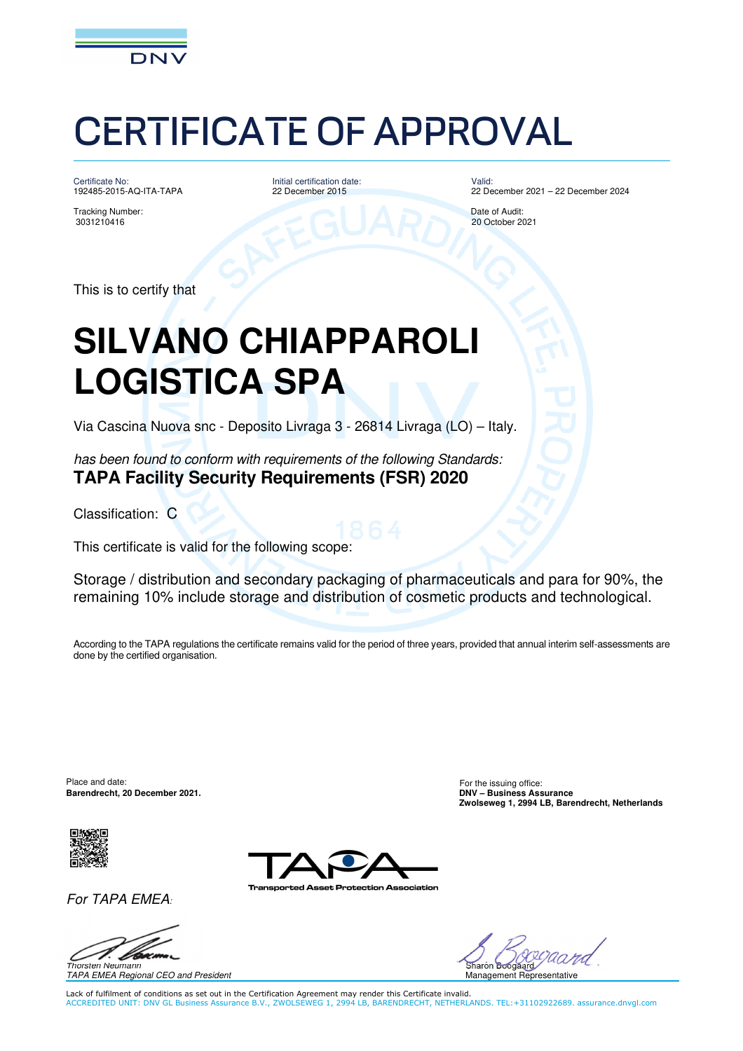# CERTIFICATE OF APPROVAL

Certificate No:
192485-2015-AQ-ITA-TAPA

Tracking Number:
3031210416

Initial certification date:
22 December 2015

Valid:
22 December 2021 – 22 December 2024

Date of Audit:
20 October 2021

This is to certify that

## SILVANO CHIAPPAROLI LOGISTICA SPA

Via Cascina Nuova snc - Deposito Livraga 3 - 26814 Livraga (LO) – Italy.

*has been found to conform with requirements of the following Standards:*
**TAPA Facility Security Requirements (FSR) 2020**

Classification: C

This certificate is valid for the following scope:

Storage / distribution and secondary packaging of pharmaceuticals and para for 90%, the remaining 10% include storage and distribution of cosmetic products and technological.

According to the TAPA regulations the certificate remains valid for the period of three years, provided that annual interim self-assessments are done by the certified organisation.

Place and date:
**Barendrecht, 20 December 2021.**

For the issuing office:
**DNV – Business Assurance**
**Zwolseweg 1, 2994 LB, Barendrecht, Netherlands**

*For TAPA EMEA:*

Transported Asset Protection Association

*Thorsten Neumann*
*TAPA EMEA Regional CEO and President*

Sharon Boogaard
Management Representative

Lack of fulfilment of conditions as set out in the Certification Agreement may render this Certificate invalid.
ACCREDITED UNIT: DNV GL Business Assurance B.V., ZWOLSEWEG 1, 2994 LB, BARENDRECHT, NETHERLANDS. TEL:+31102922689. assurance.dnvgl.com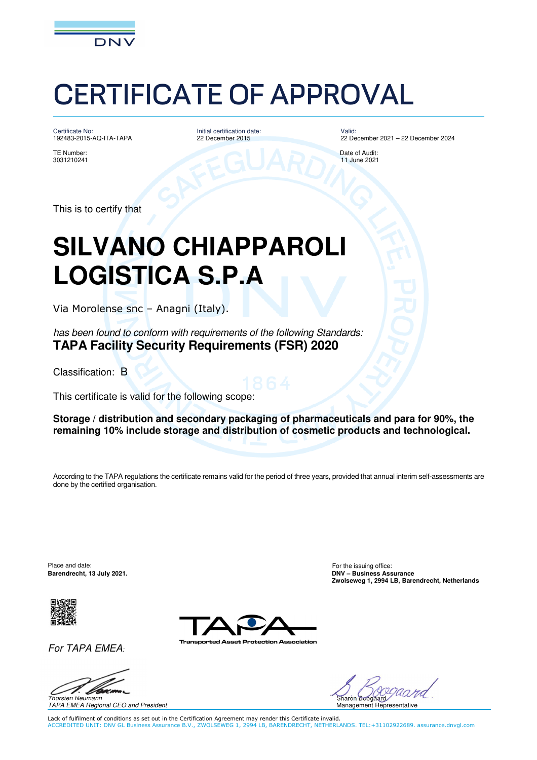# CERTIFICATE OF APPROVAL

Certificate No:
192483-2015-AQ-ITA-TAPA

Initial certification date:
22 December 2015

Valid:
22 December 2021 – 22 December 2024

TE Number:
3031210241

Date of Audit:
11 June 2021

This is to certify that

# SILVANO CHIAPPAROLI LOGISTICA S.P.A

Via Morolense snc – Anagni (Italy).

*has been found to conform with requirements of the following Standards:*
**TAPA Facility Security Requirements (FSR) 2020**

Classification: B

This certificate is valid for the following scope:

**Storage / distribution and secondary packaging of pharmaceuticals and para for 90%, the remaining 10% include storage and distribution of cosmetic products and technological.**

According to the TAPA regulations the certificate remains valid for the period of three years, provided that annual interim self-assessments are done by the certified organisation.

Place and date:
**Barendrecht, 13 July 2021.**

For the issuing office:
**DNV – Business Assurance**
**Zwolseweg 1, 2994 LB, Barendrecht, Netherlands**

*For TAPA EMEA:*

Transported Asset Protection Association

*Thorsten Neumann*
*TAPA EMEA Regional CEO and President*

Sharon Boogaard
Management Representative

Lack of fulfilment of conditions as set out in the Certification Agreement may render this Certificate invalid.
ACCREDITED UNIT: DNV GL Business Assurance B.V., ZWOLSEWEG 1, 2994 LB, BARENDRECHT, NETHERLANDS. TEL:+31102922689. assurance.dnvgl.com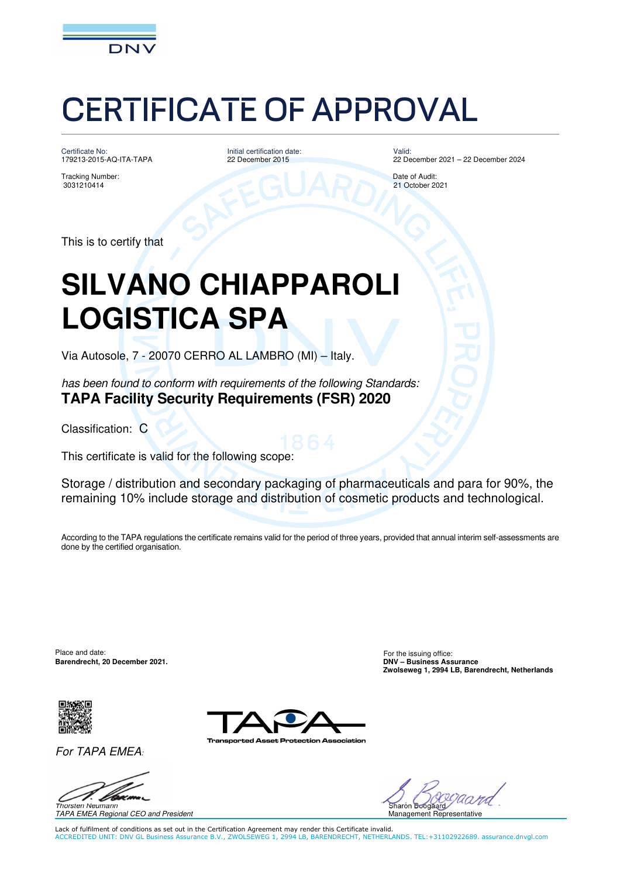DNV

# CERTIFICATE OF APPROVAL

Certificate No:
179213-2015-AQ-ITA-TAPA

Tracking Number:
3031210414

Initial certification date:
22 December 2015

Valid:
22 December 2021 – 22 December 2024

Date of Audit:
21 October 2021

This is to certify that

# SILVANO CHIAPPAROLI LOGISTICA SPA

Via Autosole, 7 - 20070 CERRO AL LAMBRO (MI) – Italy.

*has been found to conform with requirements of the following Standards:*
**TAPA Facility Security Requirements (FSR) 2020**

Classification: C

This certificate is valid for the following scope:

Storage / distribution and secondary packaging of pharmaceuticals and para for 90%, the remaining 10% include storage and distribution of cosmetic products and technological.

According to the TAPA regulations the certificate remains valid for the period of three years, provided that annual interim self-assessments are done by the certified organisation.

Place and date:
**Barendrecht, 20 December 2021.**

For the issuing office:
**DNV – Business Assurance**
**Zwolseweg 1, 2994 LB, Barendrecht, Netherlands**

TAPA
Transported Asset Protection Association

*For TAPA EMEA:*

*Thorsten Neumann*
*TAPA EMEA Regional CEO and President*

Sharon Boogaard
Management Representative

Lack of fulfilment of conditions as set out in the Certification Agreement may render this Certificate invalid.
ACCREDITED UNIT: DNV GL Business Assurance B.V., ZWOLSEWEG 1, 2994 LB, BARENDRECHT, NETHERLANDS. TEL:+31102922689. assurance.dnvgl.com